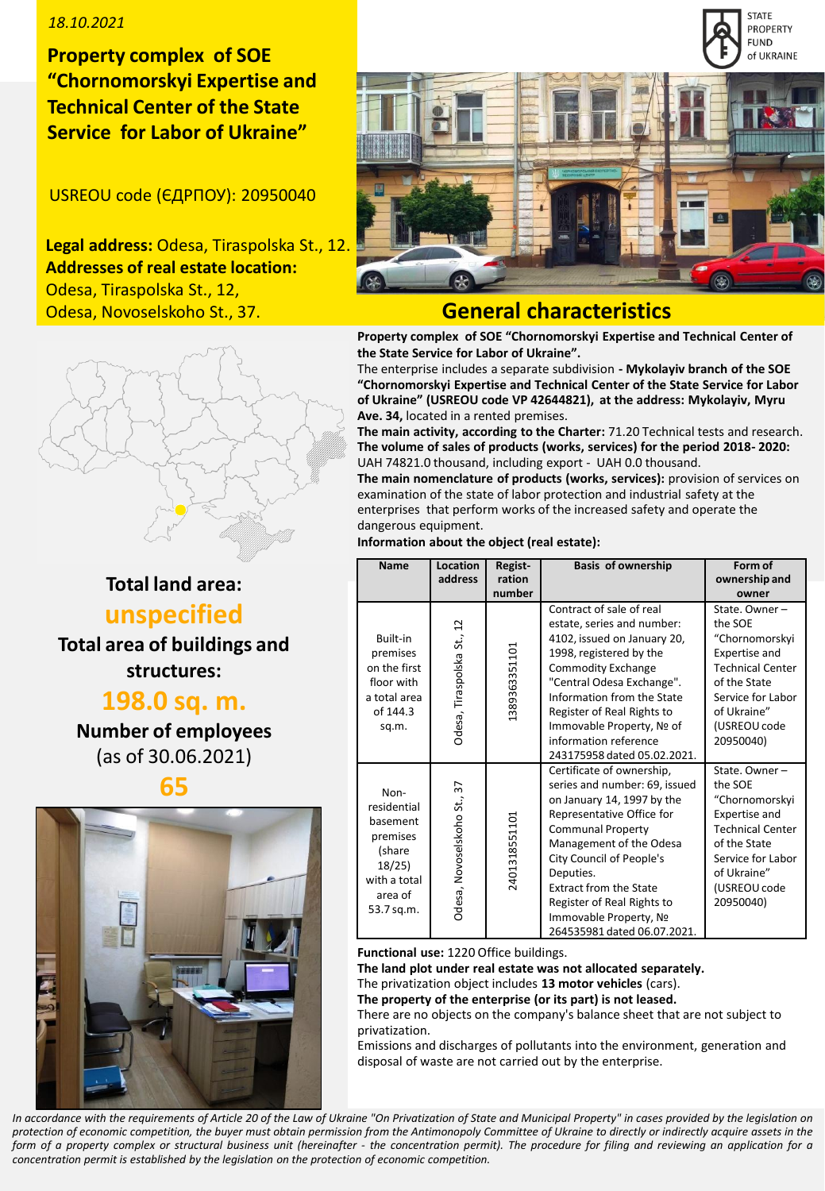*18.10.2021*

# Property complex of SOE "Chornomorskyi Expertise and Technical Center of the State Service for Labor of Ukraine"

USREOU code (ЄДРПОУ): 20950040

**Legal address:** Odesa, Tiraspolska St., 12.
**Addresses of real estate location:**
Odesa, Tiraspolska St., 12,
Odesa, Novoselskoho St., 37.

STATE PROPERTY FUND of UKRAINE

**Total land area:**
**unspecified**

**Total area of buildings and structures:**
**198.0 sq. m.**

**Number of employees**
(as of 30.06.2021)
**65**

## General characteristics

**Property complex of SOE "Chornomorskyi Expertise and Technical Center of the State Service for Labor of Ukraine".**

The enterprise includes a separate subdivision **- Mykolayiv branch of the SOE "Chornomorskyi Expertise and Technical Center of the State Service for Labor of Ukraine" (USREOU code VP 42644821), at the address: Mykolayiv, Myru Ave. 34,** located in a rented premises.

**The main activity, according to the Charter:** 71.20 Technical tests and research.

**The volume of sales of products (works, services) for the period 2018- 2020:** UAH 74821.0 thousand, including export - UAH 0.0 thousand.

**The main nomenclature of products (works, services):** provision of services on examination of the state of labor protection and industrial safety at the enterprises that perform works of the increased safety and operate the dangerous equipment.

**Information about the object (real estate):**

| Name | Location address | Regist-ration number | Basis of ownership | Form of ownership and owner |
|---|---|---|---|---|
| Built-in premises on the first floor with a total area of 144.3 sq.m. | Odesa, Tiraspolska St., 12 | 1389363351101 | Contract of sale of real estate, series and number: 4102, issued on January 20, 1998, registered by the Commodity Exchange "Central Odesa Exchange". Information from the State Register of Real Rights to Immovable Property, № of information reference 243175958 dated 05.02.2021. | State. Owner – the SOE "Chornomorskyi Expertise and Technical Center of the State Service for Labor of Ukraine" (USREOU code 20950040) |
| Non-residential basement premises (share 18/25) with a total area of 53.7 sq.m. | Odesa, Novoselskoho St., 37 | 2401318551101 | Certificate of ownership, series and number: 69, issued on January 14, 1997 by the Representative Office for Communal Property Management of the Odesa City Council of People's Deputies. Extract from the State Register of Real Rights to Immovable Property, № 264535981 dated 06.07.2021. | State. Owner – the SOE "Chornomorskyi Expertise and Technical Center of the State Service for Labor of Ukraine" (USREOU code 20950040) |

**Functional use:** 1220 Office buildings.

**The land plot under real estate was not allocated separately.**

The privatization object includes **13 motor vehicles** (cars).

**The property of the enterprise (or its part) is not leased.**

There are no objects on the company's balance sheet that are not subject to privatization.

Emissions and discharges of pollutants into the environment, generation and disposal of waste are not carried out by the enterprise.

*In accordance with the requirements of Article 20 of the Law of Ukraine "On Privatization of State and Municipal Property" in cases provided by the legislation on protection of economic competition, the buyer must obtain permission from the Antimonopoly Committee of Ukraine to directly or indirectly acquire assets in the form of a property complex or structural business unit (hereinafter - the concentration permit). The procedure for filing and reviewing an application for a concentration permit is established by the legislation on the protection of economic competition.*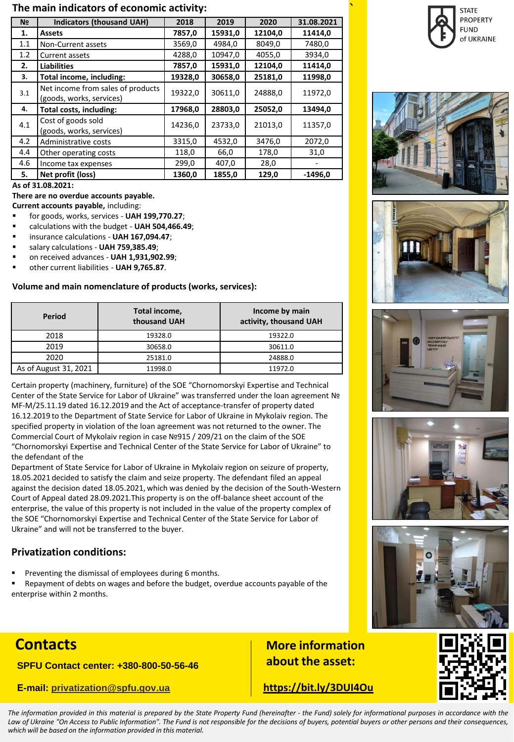## The main indicators of economic activity:

| № | Indicators (thousand UAH) | 2018 | 2019 | 2020 | 31.08.2021 |
|---|---|---|---|---|---|
| **1.** | **Assets** | **7857,0** | **15931,0** | **12104,0** | **11414,0** |
| 1.1 | Non-Current assets | 3569,0 | 4984,0 | 8049,0 | 7480,0 |
| 1.2 | Current assets | 4288,0 | 10947,0 | 4055,0 | 3934,0 |
| **2.** | **Liabilities** | **7857,0** | **15931,0** | **12104,0** | **11414,0** |
| **3.** | **Total income, including:** | **19328,0** | **30658,0** | **25181,0** | **11998,0** |
| 3.1 | Net income from sales of products (goods, works, services) | 19322,0 | 30611,0 | 24888,0 | 11972,0 |
| **4.** | **Total costs, including:** | **17968,0** | **28803,0** | **25052,0** | **13494,0** |
| 4.1 | Cost of goods sold (goods, works, services) | 14236,0 | 23733,0 | 21013,0 | 11357,0 |
| 4.2 | Administrative costs | 3315,0 | 4532,0 | 3476,0 | 2072,0 |
| 4.4 | Other operating costs | 118,0 | 66,0 | 178,0 | 31,0 |
| 4.6 | Income tax expenses | 299,0 | 407,0 | 28,0 | - |
| **5.** | **Net profit (loss)** | **1360,0** | **1855,0** | **129,0** | **-1496,0** |

**As of 31.08.2021:**

**There are no overdue accounts payable.**

**Current accounts payable,** including:

- for goods, works, services - **UAH 199,770.27**;
- calculations with the budget - **UAH 504,466.49**;
- insurance calculations - **UAH 167,094.47**;
- salary calculations - **UAH 759,385.49**;
- on received advances - **UAH 1,931,902.99**;
- other current liabilities - **UAH 9,765.87**.

### Volume and main nomenclature of products (works, services):

| Period | Total income, thousand UAH | Income by main activity, thousand UAH |
|---|---|---|
| 2018 | 19328.0 | 19322.0 |
| 2019 | 30658.0 | 30611.0 |
| 2020 | 25181.0 | 24888.0 |
| As of August 31, 2021 | 11998.0 | 11972.0 |

Certain property (machinery, furniture) of the SOE “Chornomorskyi Expertise and Technical Center of the State Service for Labor of Ukraine” was transferred under the loan agreement № MF-M/25.11.19 dated 16.12.2019 and the Act of acceptance-transfer of property dated 16.12.2019 to the Department of State Service for Labor of Ukraine in Mykolaiv region. The specified property in violation of the loan agreement was not returned to the owner. The Commercial Court of Mykolaiv region in case №915 / 209/21 on the claim of the SOE “Chornomorskyi Expertise and Technical Center of the State Service for Labor of Ukraine” to the defendant of the

Department of State Service for Labor of Ukraine in Mykolaiv region on seizure of property, 18.05.2021 decided to satisfy the claim and seize property. The defendant filed an appeal against the decision dated 18.05.2021, which was denied by the decision of the South-Western Court of Appeal dated 28.09.2021.This property is on the off-balance sheet account of the enterprise, the value of this property is not included in the value of the property complex of the SOE “Chornomorskyi Expertise and Technical Center of the State Service for Labor of Ukraine” and will not be transferred to the buyer.

## Privatization conditions:

- Preventing the dismissal of employees during 6 months.
- Repayment of debts on wages and before the budget, overdue accounts payable of the enterprise within 2 months.

## Contacts

**SPFU Contact center: +380-800-50-56-46**

**E-mail: privatization@spfu.gov.ua**

## More information about the asset:

**https://bit.ly/3DUI4Ou**

*The information provided in this material is prepared by the State Property Fund (hereinafter - the Fund) solely for informational purposes in accordance with the Law of Ukraine "On Access to Public Information". The Fund is not responsible for the decisions of buyers, potential buyers or other persons and their consequences, which will be based on the information provided in this material.*